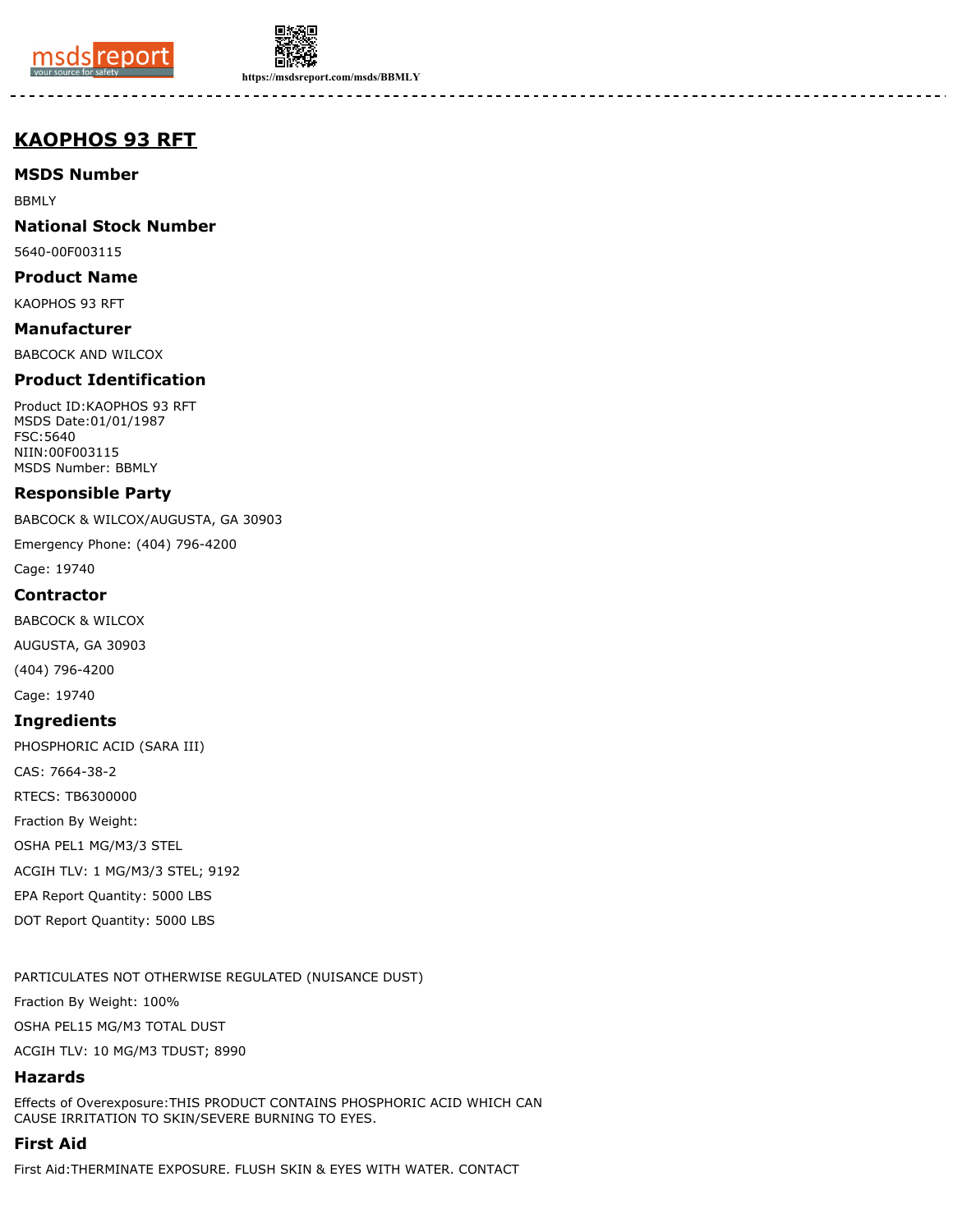# KAOPHOS 93 RFT

## MSDS Number

BBMLY

## National Stock Number

5640-00F003115

## Product Name

KAOPHOS 93 RFT

## Manufacturer

BABCOCK AND WILCOX

## Product Identification

Product ID:KAOPHOS 93 RFT
MSDS Date:01/01/1987
FSC:5640
NIIN:00F003115
MSDS Number: BBMLY

## Responsible Party

BABCOCK & WILCOX/AUGUSTA, GA 30903

Emergency Phone: (404) 796-4200

Cage: 19740

## Contractor

BABCOCK & WILCOX

AUGUSTA, GA 30903

(404) 796-4200

Cage: 19740

## Ingredients

PHOSPHORIC ACID (SARA III)

CAS: 7664-38-2

RTECS: TB6300000

Fraction By Weight:

OSHA PEL1 MG/M3/3 STEL

ACGIH TLV: 1 MG/M3/3 STEL; 9192

EPA Report Quantity: 5000 LBS

DOT Report Quantity: 5000 LBS

PARTICULATES NOT OTHERWISE REGULATED (NUISANCE DUST)

Fraction By Weight: 100%

OSHA PEL15 MG/M3 TOTAL DUST

ACGIH TLV: 10 MG/M3 TDUST; 8990

## Hazards

Effects of Overexposure:THIS PRODUCT CONTAINS PHOSPHORIC ACID WHICH CAN CAUSE IRRITATION TO SKIN/SEVERE BURNING TO EYES.

## First Aid

First Aid:THERMINATE EXPOSURE. FLUSH SKIN & EYES WITH WATER. CONTACT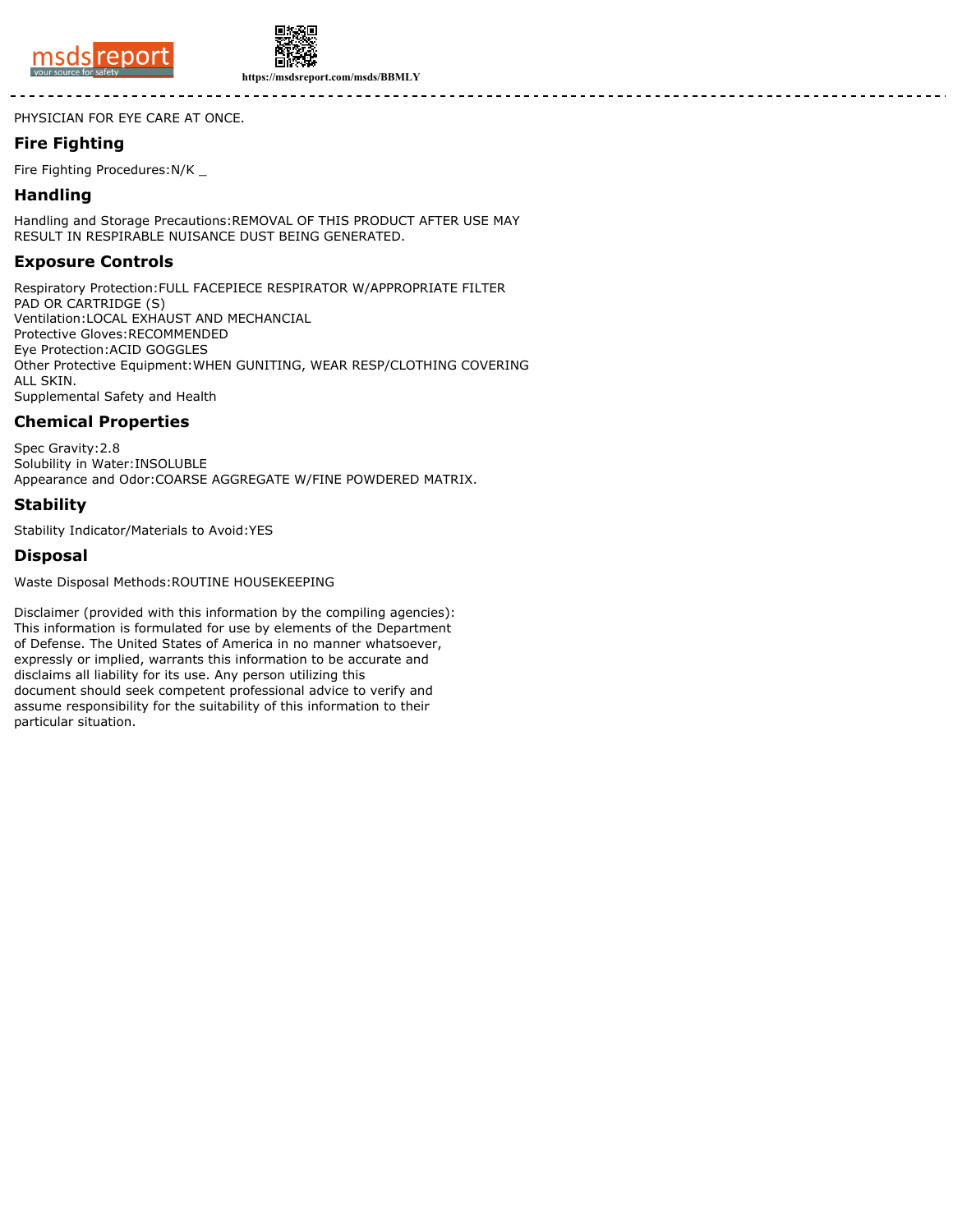PHYSICIAN FOR EYE CARE AT ONCE.

## Fire Fighting

Fire Fighting Procedures:N/K _

## Handling

Handling and Storage Precautions:REMOVAL OF THIS PRODUCT AFTER USE MAY RESULT IN RESPIRABLE NUISANCE DUST BEING GENERATED.

## Exposure Controls

Respiratory Protection:FULL FACEPIECE RESPIRATOR W/APPROPRIATE FILTER PAD OR CARTRIDGE (S)
Ventilation:LOCAL EXHAUST AND MECHANCIAL
Protective Gloves:RECOMMENDED
Eye Protection:ACID GOGGLES
Other Protective Equipment:WHEN GUNITING, WEAR RESP/CLOTHING COVERING ALL SKIN.
Supplemental Safety and Health

## Chemical Properties

Spec Gravity:2.8
Solubility in Water:INSOLUBLE
Appearance and Odor:COARSE AGGREGATE W/FINE POWDERED MATRIX.

## Stability

Stability Indicator/Materials to Avoid:YES

## Disposal

Waste Disposal Methods:ROUTINE HOUSEKEEPING

Disclaimer (provided with this information by the compiling agencies): This information is formulated for use by elements of the Department of Defense. The United States of America in no manner whatsoever, expressly or implied, warrants this information to be accurate and disclaims all liability for its use. Any person utilizing this document should seek competent professional advice to verify and assume responsibility for the suitability of this information to their particular situation.